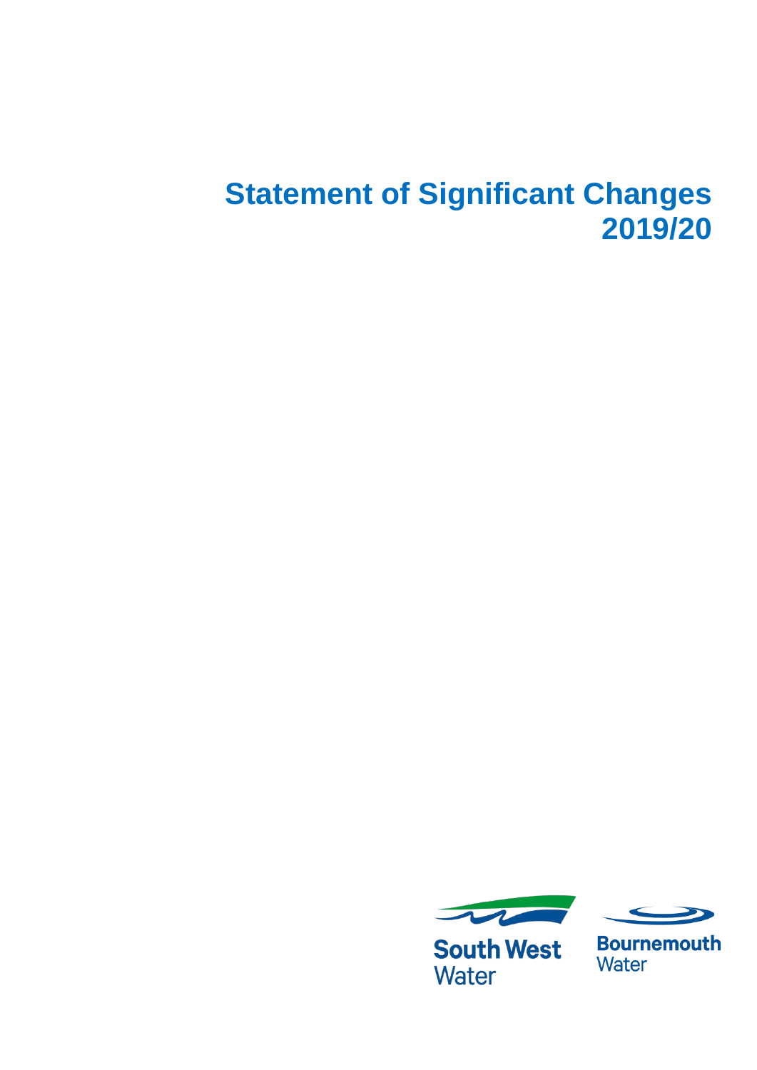# Statement of Significant Changes 2019/20

South West Water

Bournemouth Water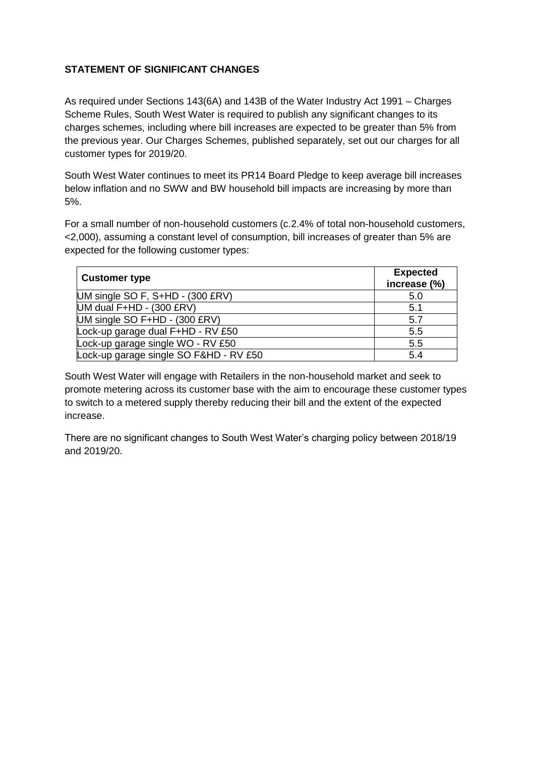**STATEMENT OF SIGNIFICANT CHANGES**

As required under Sections 143(6A) and 143B of the Water Industry Act 1991 – Charges Scheme Rules, South West Water is required to publish any significant changes to its charges schemes, including where bill increases are expected to be greater than 5% from the previous year. Our Charges Schemes, published separately, set out our charges for all customer types for 2019/20.

South West Water continues to meet its PR14 Board Pledge to keep average bill increases below inflation and no SWW and BW household bill impacts are increasing by more than 5%.

For a small number of non-household customers (c.2.4% of total non-household customers, <2,000), assuming a constant level of consumption, bill increases of greater than 5% are expected for the following customer types:

| Customer type | Expected increase (%) |
| --- | --- |
| UM single SO F, S+HD - (300 £RV) | 5.0 |
| UM dual F+HD - (300 £RV) | 5.1 |
| UM single SO F+HD - (300 £RV) | 5.7 |
| Lock-up garage dual F+HD - RV £50 | 5.5 |
| Lock-up garage single WO - RV £50 | 5.5 |
| Lock-up garage single SO F&HD - RV £50 | 5.4 |

South West Water will engage with Retailers in the non-household market and seek to promote metering across its customer base with the aim to encourage these customer types to switch to a metered supply thereby reducing their bill and the extent of the expected increase.

There are no significant changes to South West Water's charging policy between 2018/19 and 2019/20.